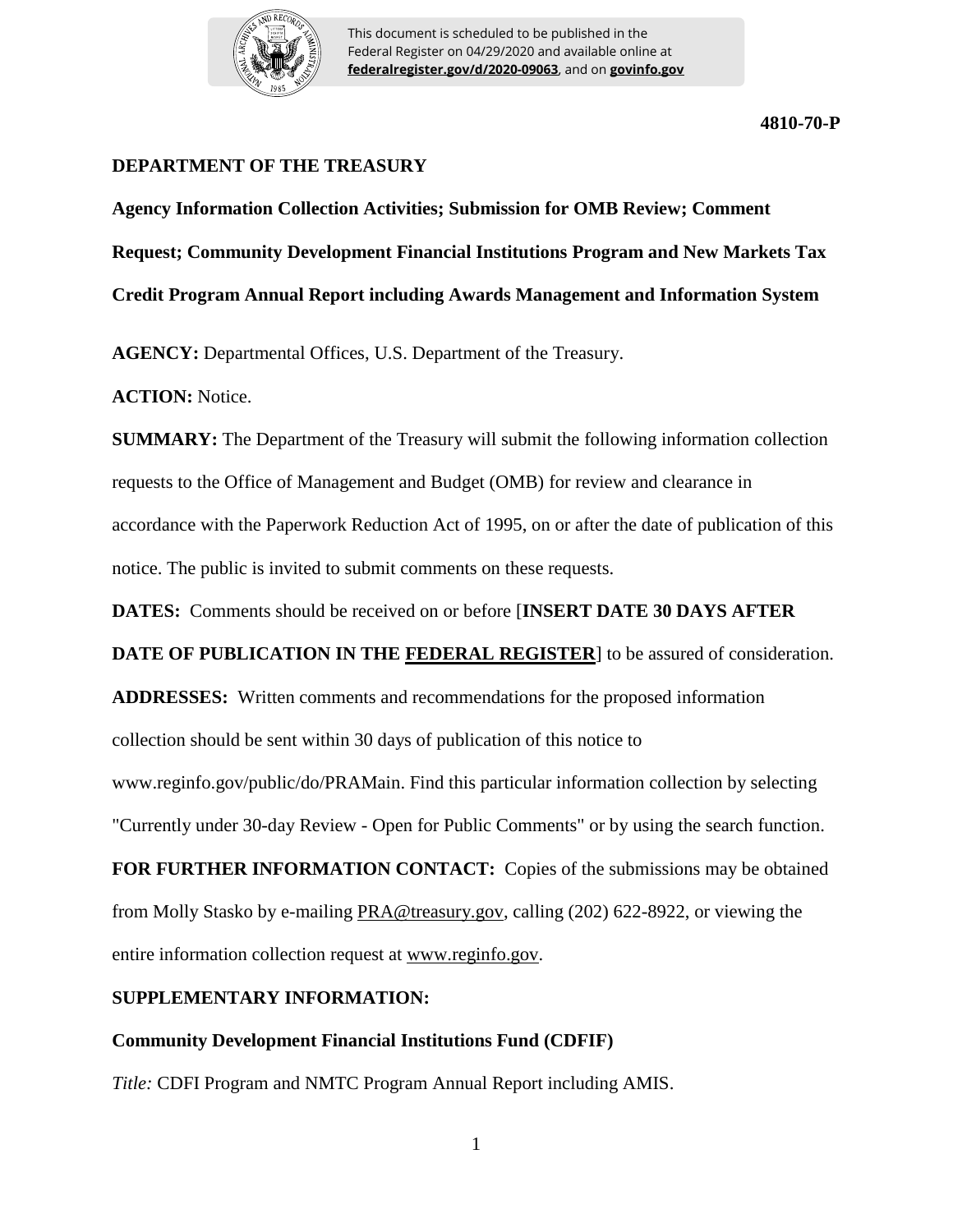4810-70-P

**DEPARTMENT OF THE TREASURY**

**Agency Information Collection Activities; Submission for OMB Review; Comment Request; Community Development Financial Institutions Program and New Markets Tax Credit Program Annual Report including Awards Management and Information System**

**AGENCY:** Departmental Offices, U.S. Department of the Treasury.

**ACTION:** Notice.

**SUMMARY:** The Department of the Treasury will submit the following information collection requests to the Office of Management and Budget (OMB) for review and clearance in accordance with the Paperwork Reduction Act of 1995, on or after the date of publication of this notice. The public is invited to submit comments on these requests.

**DATES:** Comments should be received on or before [**INSERT DATE 30 DAYS AFTER DATE OF PUBLICATION IN THE FEDERAL REGISTER**] to be assured of consideration.

**ADDRESSES:** Written comments and recommendations for the proposed information collection should be sent within 30 days of publication of this notice to www.reginfo.gov/public/do/PRAMain. Find this particular information collection by selecting "Currently under 30-day Review - Open for Public Comments" or by using the search function.

**FOR FURTHER INFORMATION CONTACT:** Copies of the submissions may be obtained from Molly Stasko by e-mailing PRA@treasury.gov, calling (202) 622-8922, or viewing the entire information collection request at www.reginfo.gov.

**SUPPLEMENTARY INFORMATION:**

**Community Development Financial Institutions Fund (CDFIF)**

*Title:* CDFI Program and NMTC Program Annual Report including AMIS.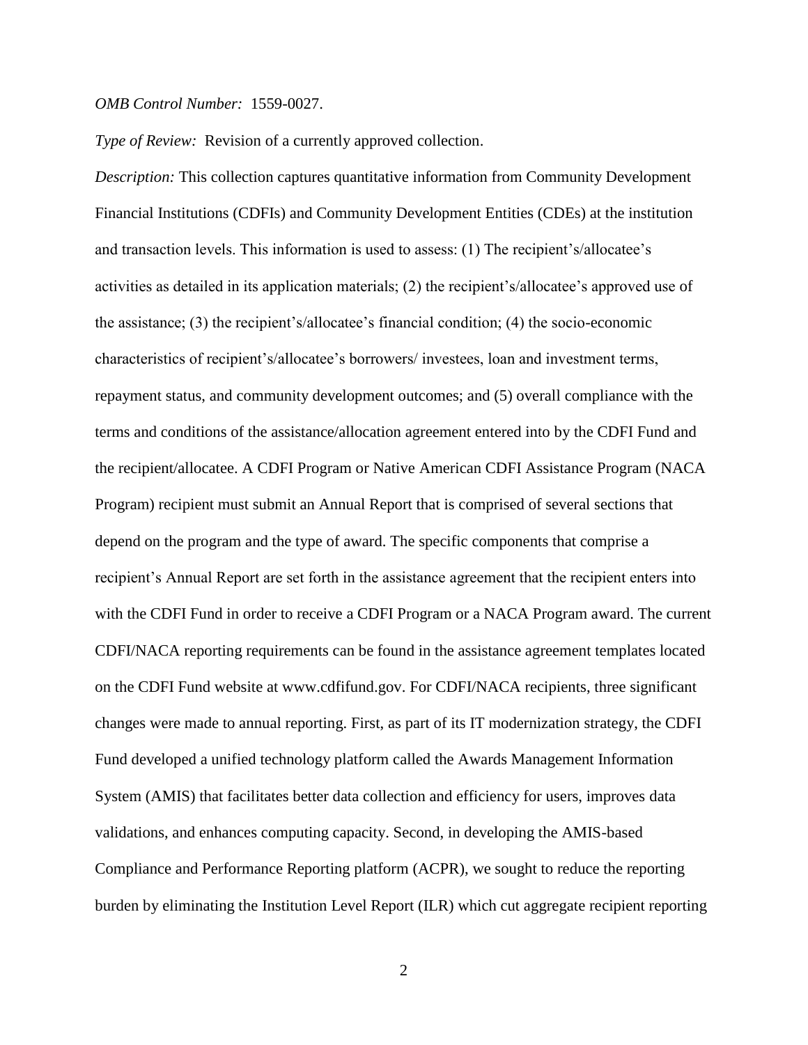*OMB Control Number:* 1559-0027.

*Type of Review:* Revision of a currently approved collection.

*Description:* This collection captures quantitative information from Community Development Financial Institutions (CDFIs) and Community Development Entities (CDEs) at the institution and transaction levels. This information is used to assess: (1) The recipient's/allocatee's activities as detailed in its application materials; (2) the recipient's/allocatee's approved use of the assistance; (3) the recipient's/allocatee's financial condition; (4) the socio-economic characteristics of recipient's/allocatee's borrowers/ investees, loan and investment terms, repayment status, and community development outcomes; and (5) overall compliance with the terms and conditions of the assistance/allocation agreement entered into by the CDFI Fund and the recipient/allocatee. A CDFI Program or Native American CDFI Assistance Program (NACA Program) recipient must submit an Annual Report that is comprised of several sections that depend on the program and the type of award. The specific components that comprise a recipient's Annual Report are set forth in the assistance agreement that the recipient enters into with the CDFI Fund in order to receive a CDFI Program or a NACA Program award. The current CDFI/NACA reporting requirements can be found in the assistance agreement templates located on the CDFI Fund website at www.cdfifund.gov. For CDFI/NACA recipients, three significant changes were made to annual reporting. First, as part of its IT modernization strategy, the CDFI Fund developed a unified technology platform called the Awards Management Information System (AMIS) that facilitates better data collection and efficiency for users, improves data validations, and enhances computing capacity. Second, in developing the AMIS-based Compliance and Performance Reporting platform (ACPR), we sought to reduce the reporting burden by eliminating the Institution Level Report (ILR) which cut aggregate recipient reporting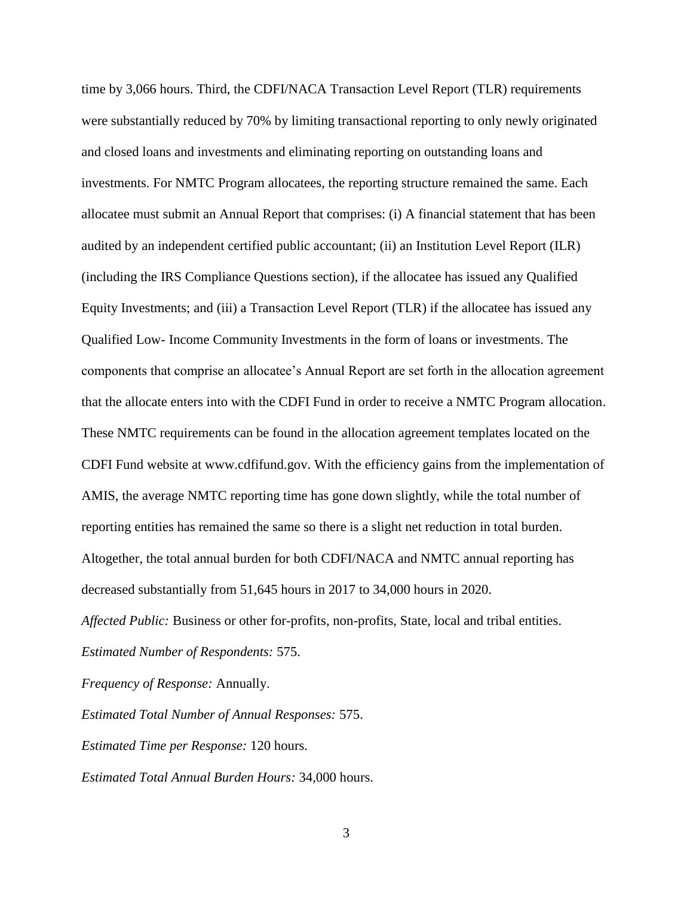time by 3,066 hours. Third, the CDFI/NACA Transaction Level Report (TLR) requirements were substantially reduced by 70% by limiting transactional reporting to only newly originated and closed loans and investments and eliminating reporting on outstanding loans and investments. For NMTC Program allocatees, the reporting structure remained the same. Each allocatee must submit an Annual Report that comprises: (i) A financial statement that has been audited by an independent certified public accountant; (ii) an Institution Level Report (ILR) (including the IRS Compliance Questions section), if the allocatee has issued any Qualified Equity Investments; and (iii) a Transaction Level Report (TLR) if the allocatee has issued any Qualified Low- Income Community Investments in the form of loans or investments. The components that comprise an allocatee's Annual Report are set forth in the allocation agreement that the allocate enters into with the CDFI Fund in order to receive a NMTC Program allocation. These NMTC requirements can be found in the allocation agreement templates located on the CDFI Fund website at www.cdfifund.gov. With the efficiency gains from the implementation of AMIS, the average NMTC reporting time has gone down slightly, while the total number of reporting entities has remained the same so there is a slight net reduction in total burden. Altogether, the total annual burden for both CDFI/NACA and NMTC annual reporting has decreased substantially from 51,645 hours in 2017 to 34,000 hours in 2020.

*Affected Public:* Business or other for-profits, non-profits, State, local and tribal entities.

*Estimated Number of Respondents:* 575.

*Frequency of Response:* Annually.

*Estimated Total Number of Annual Responses:* 575.

*Estimated Time per Response:* 120 hours.

*Estimated Total Annual Burden Hours:* 34,000 hours.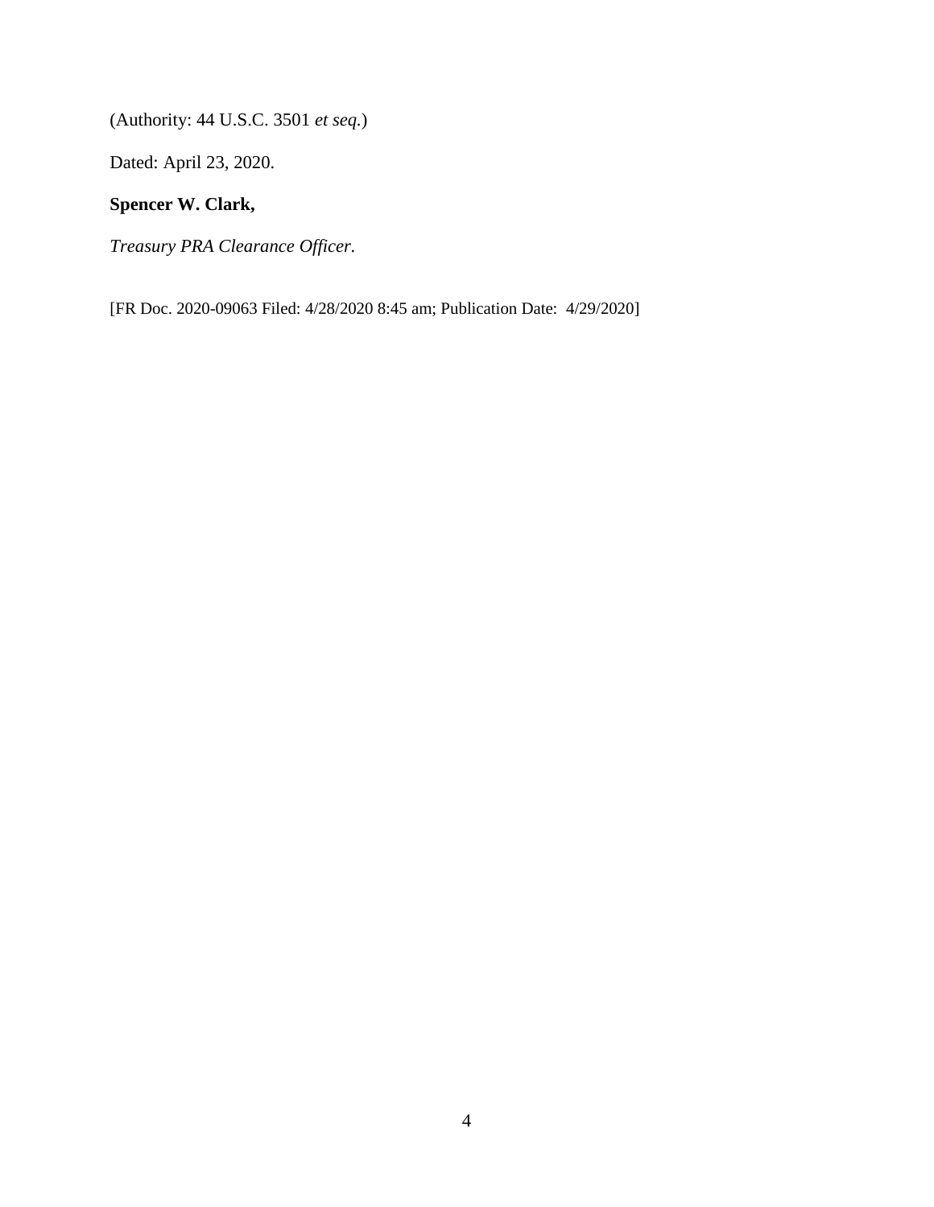(Authority: 44 U.S.C. 3501 *et seq.*)

Dated: April 23, 2020.

**Spencer W. Clark,**

*Treasury PRA Clearance Officer.*

[FR Doc. 2020-09063 Filed: 4/28/2020 8:45 am; Publication Date: 4/29/2020]